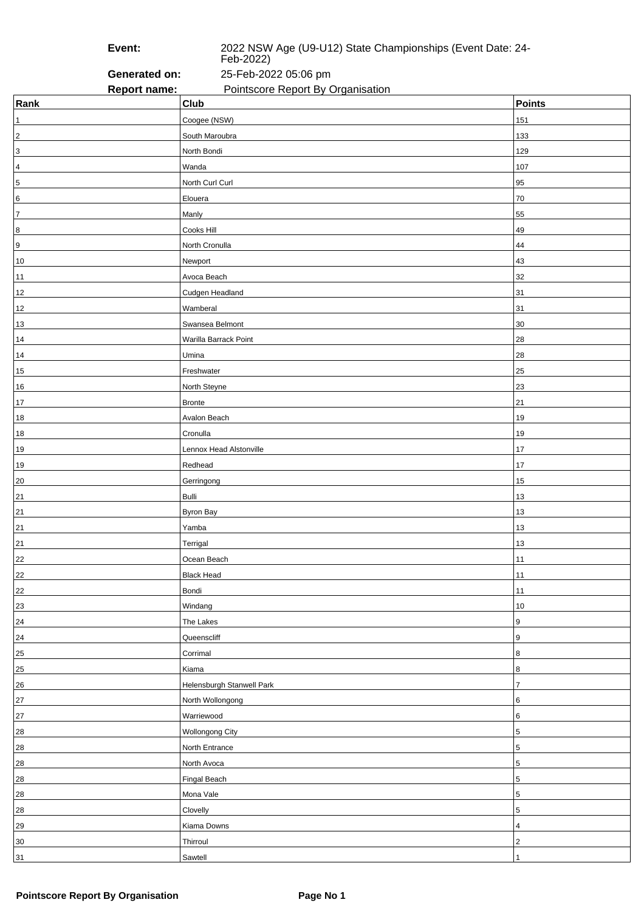**Event:** 2022 NSW Age (U9-U12) State Championships (Event Date: 24-Feb-2022)

**Generated on:** 25-Feb-2022 05:06 pm

**Report name:** Pointscore Report By Organisation

| Rank | Club | Points |
|---|---|---|
| 1 | Coogee (NSW) | 151 |
| 2 | South Maroubra | 133 |
| 3 | North Bondi | 129 |
| 4 | Wanda | 107 |
| 5 | North Curl Curl | 95 |
| 6 | Elouera | 70 |
| 7 | Manly | 55 |
| 8 | Cooks Hill | 49 |
| 9 | North Cronulla | 44 |
| 10 | Newport | 43 |
| 11 | Avoca Beach | 32 |
| 12 | Cudgen Headland | 31 |
| 12 | Wamberal | 31 |
| 13 | Swansea Belmont | 30 |
| 14 | Warilla Barrack Point | 28 |
| 14 | Umina | 28 |
| 15 | Freshwater | 25 |
| 16 | North Steyne | 23 |
| 17 | Bronte | 21 |
| 18 | Avalon Beach | 19 |
| 18 | Cronulla | 19 |
| 19 | Lennox Head Alstonville | 17 |
| 19 | Redhead | 17 |
| 20 | Gerringong | 15 |
| 21 | Bulli | 13 |
| 21 | Byron Bay | 13 |
| 21 | Yamba | 13 |
| 21 | Terrigal | 13 |
| 22 | Ocean Beach | 11 |
| 22 | Black Head | 11 |
| 22 | Bondi | 11 |
| 23 | Windang | 10 |
| 24 | The Lakes | 9 |
| 24 | Queenscliff | 9 |
| 25 | Corrimal | 8 |
| 25 | Kiama | 8 |
| 26 | Helensburgh Stanwell Park | 7 |
| 27 | North Wollongong | 6 |
| 27 | Warriewood | 6 |
| 28 | Wollongong City | 5 |
| 28 | North Entrance | 5 |
| 28 | North Avoca | 5 |
| 28 | Fingal Beach | 5 |
| 28 | Mona Vale | 5 |
| 28 | Clovelly | 5 |
| 29 | Kiama Downs | 4 |
| 30 | Thirroul | 2 |
| 31 | Sawtell | 1 |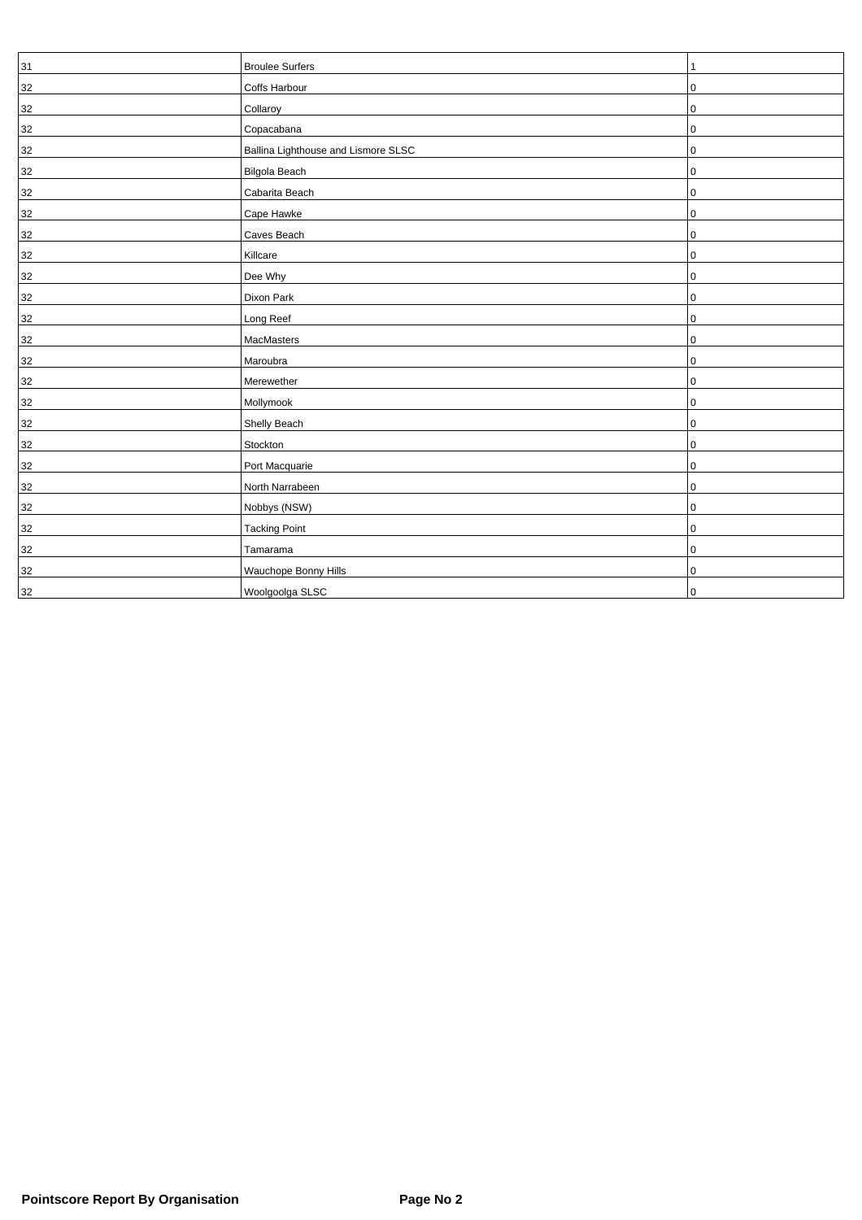| 31 | Broulee Surfers | 1 |
| --- | --- | --- |
| 32 | Coffs Harbour | 0 |
| 32 | Collaroy | 0 |
| 32 | Copacabana | 0 |
| 32 | Ballina Lighthouse and Lismore SLSC | 0 |
| 32 | Bilgola Beach | 0 |
| 32 | Cabarita Beach | 0 |
| 32 | Cape Hawke | 0 |
| 32 | Caves Beach | 0 |
| 32 | Killcare | 0 |
| 32 | Dee Why | 0 |
| 32 | Dixon Park | 0 |
| 32 | Long Reef | 0 |
| 32 | MacMasters | 0 |
| 32 | Maroubra | 0 |
| 32 | Merewether | 0 |
| 32 | Mollymook | 0 |
| 32 | Shelly Beach | 0 |
| 32 | Stockton | 0 |
| 32 | Port Macquarie | 0 |
| 32 | North Narrabeen | 0 |
| 32 | Nobbys (NSW) | 0 |
| 32 | Tacking Point | 0 |
| 32 | Tamarama | 0 |
| 32 | Wauchope Bonny Hills | 0 |
| 32 | Woolgoolga SLSC | 0 |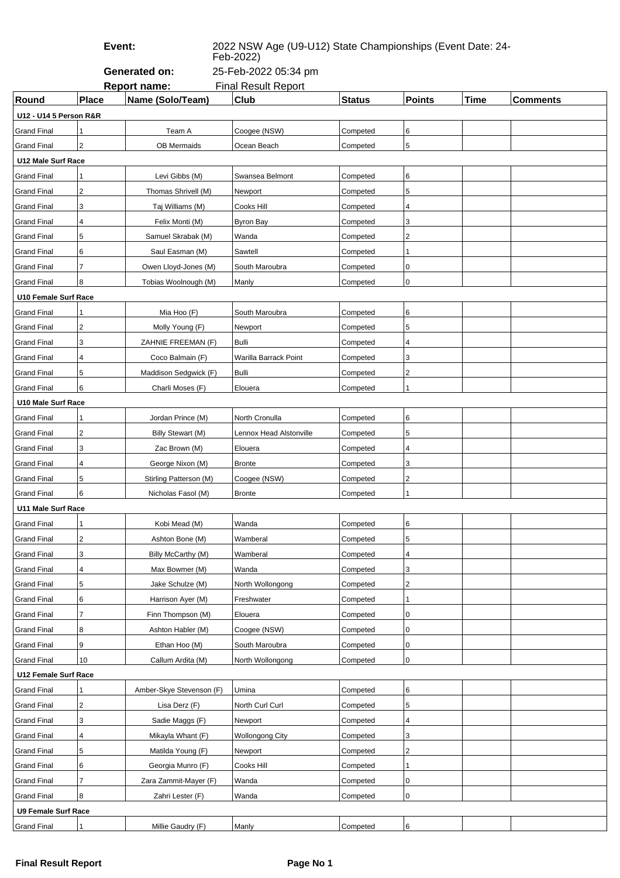**Event:** 2022 NSW Age (U9-U12) State Championships (Event Date: 24-Feb-2022)

**Generated on:** 25-Feb-2022 05:34 pm

**Report name:** Final Result Report

| Round | Place | Name (Solo/Team) | Club | Status | Points | Time | Comments |
|---|---|---|---|---|---|---|---|
| **U12 - U14 5 Person R&R** | | | | | | | |
| Grand Final | 1 | Team A | Coogee (NSW) | Competed | 6 | | |
| Grand Final | 2 | OB Mermaids | Ocean Beach | Competed | 5 | | |
| **U12 Male Surf Race** | | | | | | | |
| Grand Final | 1 | Levi Gibbs (M) | Swansea Belmont | Competed | 6 | | |
| Grand Final | 2 | Thomas Shrivell (M) | Newport | Competed | 5 | | |
| Grand Final | 3 | Taj Williams (M) | Cooks Hill | Competed | 4 | | |
| Grand Final | 4 | Felix Monti (M) | Byron Bay | Competed | 3 | | |
| Grand Final | 5 | Samuel Skrabak (M) | Wanda | Competed | 2 | | |
| Grand Final | 6 | Saul Easman (M) | Sawtell | Competed | 1 | | |
| Grand Final | 7 | Owen Lloyd-Jones (M) | South Maroubra | Competed | 0 | | |
| Grand Final | 8 | Tobias Woolnough (M) | Manly | Competed | 0 | | |
| **U10 Female Surf Race** | | | | | | | |
| Grand Final | 1 | Mia Hoo (F) | South Maroubra | Competed | 6 | | |
| Grand Final | 2 | Molly Young (F) | Newport | Competed | 5 | | |
| Grand Final | 3 | ZAHNIE FREEMAN (F) | Bulli | Competed | 4 | | |
| Grand Final | 4 | Coco Balmain (F) | Warilla Barrack Point | Competed | 3 | | |
| Grand Final | 5 | Maddison Sedgwick (F) | Bulli | Competed | 2 | | |
| Grand Final | 6 | Charli Moses (F) | Elouera | Competed | 1 | | |
| **U10 Male Surf Race** | | | | | | | |
| Grand Final | 1 | Jordan Prince (M) | North Cronulla | Competed | 6 | | |
| Grand Final | 2 | Billy Stewart (M) | Lennox Head Alstonville | Competed | 5 | | |
| Grand Final | 3 | Zac Brown (M) | Elouera | Competed | 4 | | |
| Grand Final | 4 | George Nixon (M) | Bronte | Competed | 3 | | |
| Grand Final | 5 | Stirling Patterson (M) | Coogee (NSW) | Competed | 2 | | |
| Grand Final | 6 | Nicholas Fasol (M) | Bronte | Competed | 1 | | |
| **U11 Male Surf Race** | | | | | | | |
| Grand Final | 1 | Kobi Mead (M) | Wanda | Competed | 6 | | |
| Grand Final | 2 | Ashton Bone (M) | Wamberal | Competed | 5 | | |
| Grand Final | 3 | Billy McCarthy (M) | Wamberal | Competed | 4 | | |
| Grand Final | 4 | Max Bowmer (M) | Wanda | Competed | 3 | | |
| Grand Final | 5 | Jake Schulze (M) | North Wollongong | Competed | 2 | | |
| Grand Final | 6 | Harrison Ayer (M) | Freshwater | Competed | 1 | | |
| Grand Final | 7 | Finn Thompson (M) | Elouera | Competed | 0 | | |
| Grand Final | 8 | Ashton Habler (M) | Coogee (NSW) | Competed | 0 | | |
| Grand Final | 9 | Ethan Hoo (M) | South Maroubra | Competed | 0 | | |
| Grand Final | 10 | Callum Ardita (M) | North Wollongong | Competed | 0 | | |
| **U12 Female Surf Race** | | | | | | | |
| Grand Final | 1 | Amber-Skye Stevenson (F) | Umina | Competed | 6 | | |
| Grand Final | 2 | Lisa Derz (F) | North Curl Curl | Competed | 5 | | |
| Grand Final | 3 | Sadie Maggs (F) | Newport | Competed | 4 | | |
| Grand Final | 4 | Mikayla Whant (F) | Wollongong City | Competed | 3 | | |
| Grand Final | 5 | Matilda Young (F) | Newport | Competed | 2 | | |
| Grand Final | 6 | Georgia Munro (F) | Cooks Hill | Competed | 1 | | |
| Grand Final | 7 | Zara Zammit-Mayer (F) | Wanda | Competed | 0 | | |
| Grand Final | 8 | Zahri Lester (F) | Wanda | Competed | 0 | | |
| **U9 Female Surf Race** | | | | | | | |
| Grand Final | 1 | Millie Gaudry (F) | Manly | Competed | 6 | | |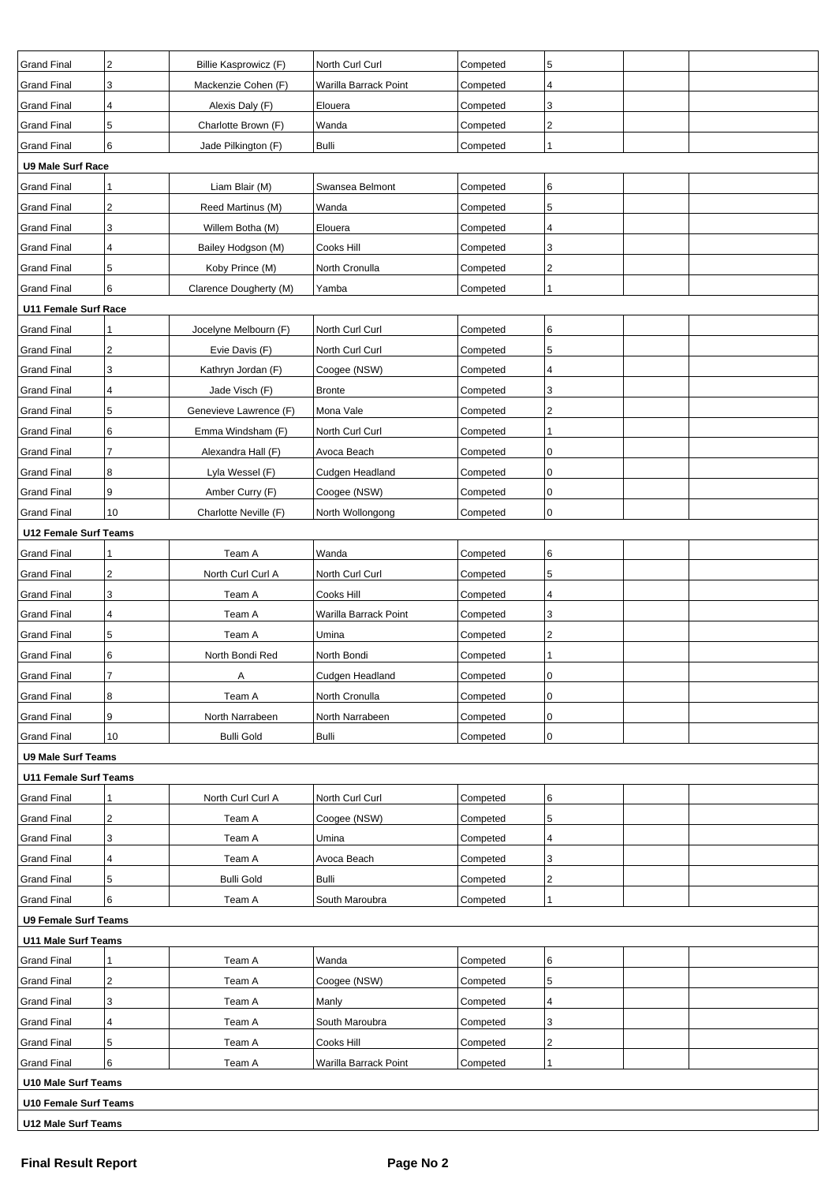| | | | | | | | |
|---|---|---|---|---|---|---|---|
| Grand Final | 2 | Billie Kasprowicz (F) | North Curl Curl | Competed | 5 | | |
| Grand Final | 3 | Mackenzie Cohen (F) | Warilla Barrack Point | Competed | 4 | | |
| Grand Final | 4 | Alexis Daly (F) | Elouera | Competed | 3 | | |
| Grand Final | 5 | Charlotte Brown (F) | Wanda | Competed | 2 | | |
| Grand Final | 6 | Jade Pilkington (F) | Bulli | Competed | 1 | | |
| **U9 Male Surf Race** | | | | | | | |
| Grand Final | 1 | Liam Blair (M) | Swansea Belmont | Competed | 6 | | |
| Grand Final | 2 | Reed Martinus (M) | Wanda | Competed | 5 | | |
| Grand Final | 3 | Willem Botha (M) | Elouera | Competed | 4 | | |
| Grand Final | 4 | Bailey Hodgson (M) | Cooks Hill | Competed | 3 | | |
| Grand Final | 5 | Koby Prince (M) | North Cronulla | Competed | 2 | | |
| Grand Final | 6 | Clarence Dougherty (M) | Yamba | Competed | 1 | | |
| **U11 Female Surf Race** | | | | | | | |
| Grand Final | 1 | Jocelyne Melbourn (F) | North Curl Curl | Competed | 6 | | |
| Grand Final | 2 | Evie Davis (F) | North Curl Curl | Competed | 5 | | |
| Grand Final | 3 | Kathryn Jordan (F) | Coogee (NSW) | Competed | 4 | | |
| Grand Final | 4 | Jade Visch (F) | Bronte | Competed | 3 | | |
| Grand Final | 5 | Genevieve Lawrence (F) | Mona Vale | Competed | 2 | | |
| Grand Final | 6 | Emma Windsham (F) | North Curl Curl | Competed | 1 | | |
| Grand Final | 7 | Alexandra Hall (F) | Avoca Beach | Competed | 0 | | |
| Grand Final | 8 | Lyla Wessel (F) | Cudgen Headland | Competed | 0 | | |
| Grand Final | 9 | Amber Curry (F) | Coogee (NSW) | Competed | 0 | | |
| Grand Final | 10 | Charlotte Neville (F) | North Wollongong | Competed | 0 | | |
| **U12 Female Surf Teams** | | | | | | | |
| Grand Final | 1 | Team A | Wanda | Competed | 6 | | |
| Grand Final | 2 | North Curl Curl A | North Curl Curl | Competed | 5 | | |
| Grand Final | 3 | Team A | Cooks Hill | Competed | 4 | | |
| Grand Final | 4 | Team A | Warilla Barrack Point | Competed | 3 | | |
| Grand Final | 5 | Team A | Umina | Competed | 2 | | |
| Grand Final | 6 | North Bondi Red | North Bondi | Competed | 1 | | |
| Grand Final | 7 | A | Cudgen Headland | Competed | 0 | | |
| Grand Final | 8 | Team A | North Cronulla | Competed | 0 | | |
| Grand Final | 9 | North Narrabeen | North Narrabeen | Competed | 0 | | |
| Grand Final | 10 | Bulli Gold | Bulli | Competed | 0 | | |
| **U9 Male Surf Teams** | | | | | | | |
| **U11 Female Surf Teams** | | | | | | | |
| Grand Final | 1 | North Curl Curl A | North Curl Curl | Competed | 6 | | |
| Grand Final | 2 | Team A | Coogee (NSW) | Competed | 5 | | |
| Grand Final | 3 | Team A | Umina | Competed | 4 | | |
| Grand Final | 4 | Team A | Avoca Beach | Competed | 3 | | |
| Grand Final | 5 | Bulli Gold | Bulli | Competed | 2 | | |
| Grand Final | 6 | Team A | South Maroubra | Competed | 1 | | |
| **U9 Female Surf Teams** | | | | | | | |
| **U11 Male Surf Teams** | | | | | | | |
| Grand Final | 1 | Team A | Wanda | Competed | 6 | | |
| Grand Final | 2 | Team A | Coogee (NSW) | Competed | 5 | | |
| Grand Final | 3 | Team A | Manly | Competed | 4 | | |
| Grand Final | 4 | Team A | South Maroubra | Competed | 3 | | |
| Grand Final | 5 | Team A | Cooks Hill | Competed | 2 | | |
| Grand Final | 6 | Team A | Warilla Barrack Point | Competed | 1 | | |
| **U10 Male Surf Teams** | | | | | | | |
| **U10 Female Surf Teams** | | | | | | | |
| **U12 Male Surf Teams** | | | | | | | |

**Final Result Report**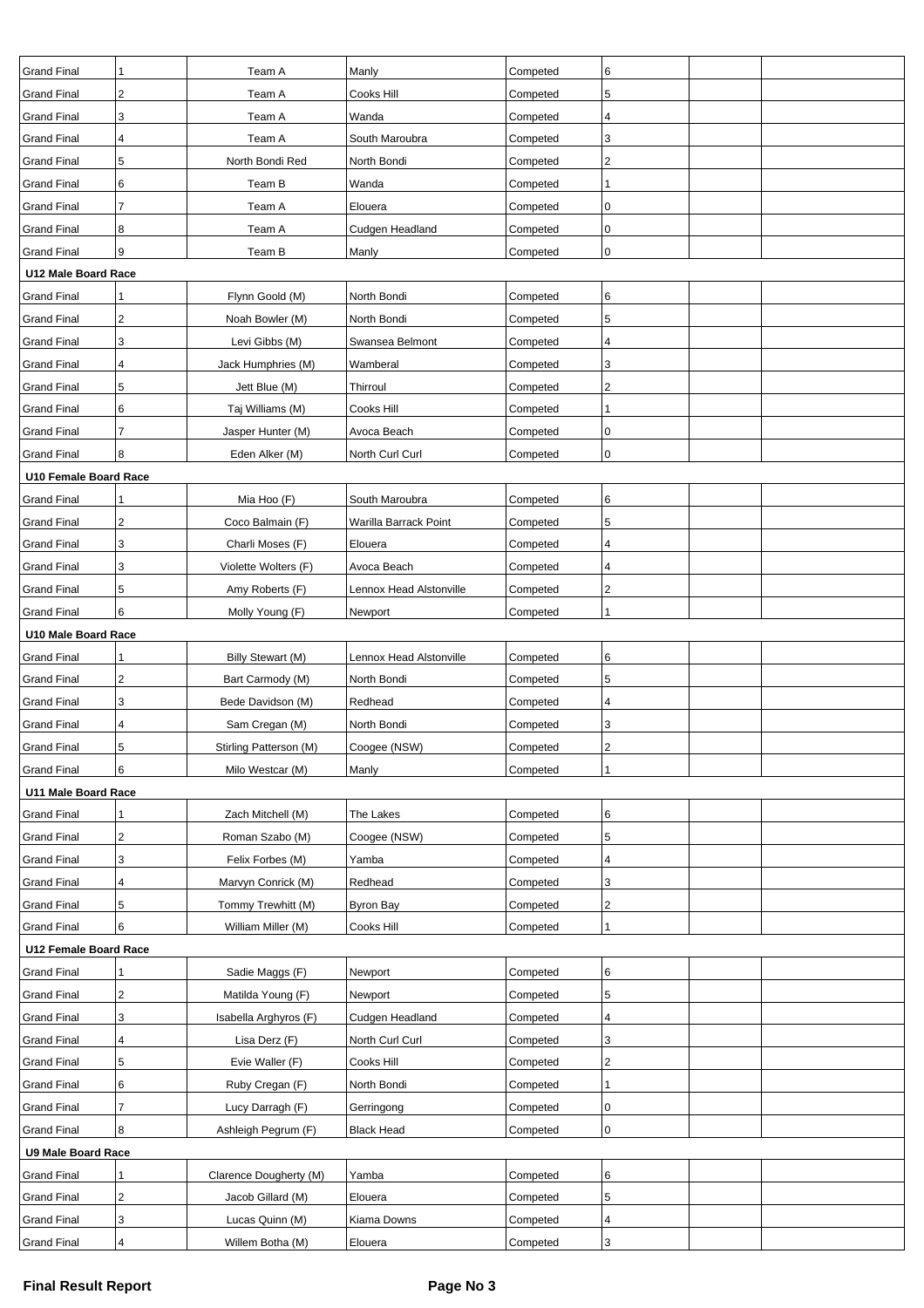| | | | | | | | |
|---|---|---|---|---|---|---|---|
| Grand Final | 1 | Team A | Manly | Competed | 6 | | |
| Grand Final | 2 | Team A | Cooks Hill | Competed | 5 | | |
| Grand Final | 3 | Team A | Wanda | Competed | 4 | | |
| Grand Final | 4 | Team A | South Maroubra | Competed | 3 | | |
| Grand Final | 5 | North Bondi Red | North Bondi | Competed | 2 | | |
| Grand Final | 6 | Team B | Wanda | Competed | 1 | | |
| Grand Final | 7 | Team A | Elouera | Competed | 0 | | |
| Grand Final | 8 | Team A | Cudgen Headland | Competed | 0 | | |
| Grand Final | 9 | Team B | Manly | Competed | 0 | | |
| **U12 Male Board Race** | | | | | | | |
| Grand Final | 1 | Flynn Goold (M) | North Bondi | Competed | 6 | | |
| Grand Final | 2 | Noah Bowler (M) | North Bondi | Competed | 5 | | |
| Grand Final | 3 | Levi Gibbs (M) | Swansea Belmont | Competed | 4 | | |
| Grand Final | 4 | Jack Humphries (M) | Wamberal | Competed | 3 | | |
| Grand Final | 5 | Jett Blue (M) | Thirroul | Competed | 2 | | |
| Grand Final | 6 | Taj Williams (M) | Cooks Hill | Competed | 1 | | |
| Grand Final | 7 | Jasper Hunter (M) | Avoca Beach | Competed | 0 | | |
| Grand Final | 8 | Eden Alker (M) | North Curl Curl | Competed | 0 | | |
| **U10 Female Board Race** | | | | | | | |
| Grand Final | 1 | Mia Hoo (F) | South Maroubra | Competed | 6 | | |
| Grand Final | 2 | Coco Balmain (F) | Warilla Barrack Point | Competed | 5 | | |
| Grand Final | 3 | Charli Moses (F) | Elouera | Competed | 4 | | |
| Grand Final | 3 | Violette Wolters (F) | Avoca Beach | Competed | 4 | | |
| Grand Final | 5 | Amy Roberts (F) | Lennox Head Alstonville | Competed | 2 | | |
| Grand Final | 6 | Molly Young (F) | Newport | Competed | 1 | | |
| **U10 Male Board Race** | | | | | | | |
| Grand Final | 1 | Billy Stewart (M) | Lennox Head Alstonville | Competed | 6 | | |
| Grand Final | 2 | Bart Carmody (M) | North Bondi | Competed | 5 | | |
| Grand Final | 3 | Bede Davidson (M) | Redhead | Competed | 4 | | |
| Grand Final | 4 | Sam Cregan (M) | North Bondi | Competed | 3 | | |
| Grand Final | 5 | Stirling Patterson (M) | Coogee (NSW) | Competed | 2 | | |
| Grand Final | 6 | Milo Westcar (M) | Manly | Competed | 1 | | |
| **U11 Male Board Race** | | | | | | | |
| Grand Final | 1 | Zach Mitchell (M) | The Lakes | Competed | 6 | | |
| Grand Final | 2 | Roman Szabo (M) | Coogee (NSW) | Competed | 5 | | |
| Grand Final | 3 | Felix Forbes (M) | Yamba | Competed | 4 | | |
| Grand Final | 4 | Marvyn Conrick (M) | Redhead | Competed | 3 | | |
| Grand Final | 5 | Tommy Trewhitt (M) | Byron Bay | Competed | 2 | | |
| Grand Final | 6 | William Miller (M) | Cooks Hill | Competed | 1 | | |
| **U12 Female Board Race** | | | | | | | |
| Grand Final | 1 | Sadie Maggs (F) | Newport | Competed | 6 | | |
| Grand Final | 2 | Matilda Young (F) | Newport | Competed | 5 | | |
| Grand Final | 3 | Isabella Arghyros (F) | Cudgen Headland | Competed | 4 | | |
| Grand Final | 4 | Lisa Derz (F) | North Curl Curl | Competed | 3 | | |
| Grand Final | 5 | Evie Waller (F) | Cooks Hill | Competed | 2 | | |
| Grand Final | 6 | Ruby Cregan (F) | North Bondi | Competed | 1 | | |
| Grand Final | 7 | Lucy Darragh (F) | Gerringong | Competed | 0 | | |
| Grand Final | 8 | Ashleigh Pegrum (F) | Black Head | Competed | 0 | | |
| **U9 Male Board Race** | | | | | | | |
| Grand Final | 1 | Clarence Dougherty (M) | Yamba | Competed | 6 | | |
| Grand Final | 2 | Jacob Gillard (M) | Elouera | Competed | 5 | | |
| Grand Final | 3 | Lucas Quinn (M) | Kiama Downs | Competed | 4 | | |
| Grand Final | 4 | Willem Botha (M) | Elouera | Competed | 3 | | |

**Final Result Report**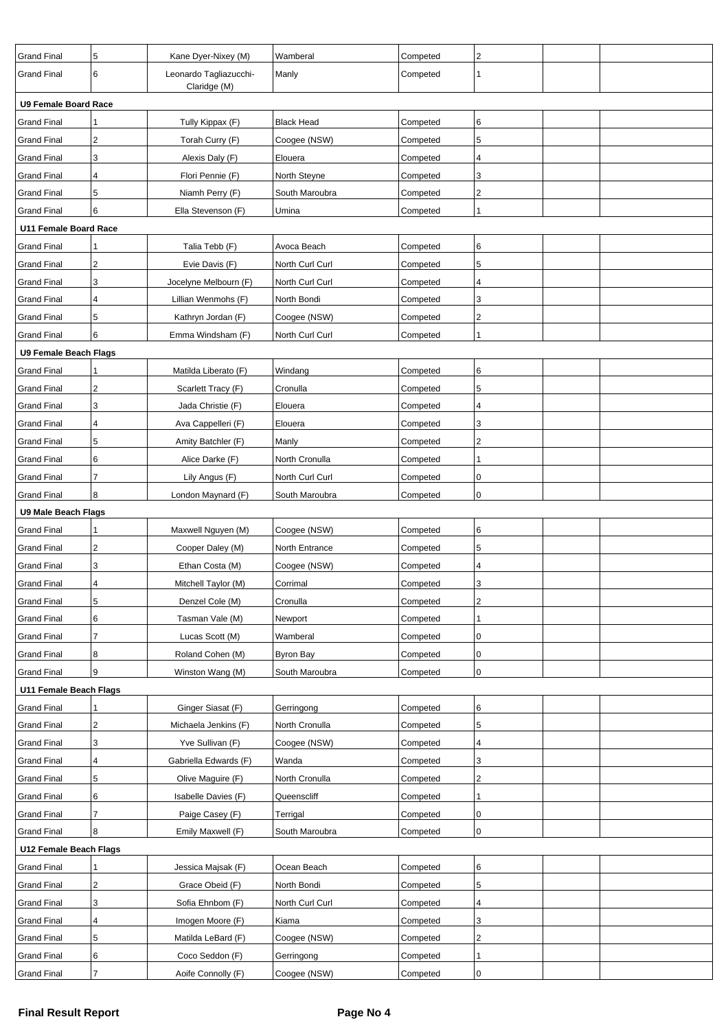| | | | | | | | |
|---|---|---|---|---|---|---|---|
| Grand Final | 5 | Kane Dyer-Nixey (M) | Wamberal | Competed | 2 | | |
| Grand Final | 6 | Leonardo Tagliazucchi-Claridge (M) | Manly | Competed | 1 | | |
| **U9 Female Board Race** | | | | | | | |
| Grand Final | 1 | Tully Kippax (F) | Black Head | Competed | 6 | | |
| Grand Final | 2 | Torah Curry (F) | Coogee (NSW) | Competed | 5 | | |
| Grand Final | 3 | Alexis Daly (F) | Elouera | Competed | 4 | | |
| Grand Final | 4 | Flori Pennie (F) | North Steyne | Competed | 3 | | |
| Grand Final | 5 | Niamh Perry (F) | South Maroubra | Competed | 2 | | |
| Grand Final | 6 | Ella Stevenson (F) | Umina | Competed | 1 | | |
| **U11 Female Board Race** | | | | | | | |
| Grand Final | 1 | Talia Tebb (F) | Avoca Beach | Competed | 6 | | |
| Grand Final | 2 | Evie Davis (F) | North Curl Curl | Competed | 5 | | |
| Grand Final | 3 | Jocelyne Melbourn (F) | North Curl Curl | Competed | 4 | | |
| Grand Final | 4 | Lillian Wenmohs (F) | North Bondi | Competed | 3 | | |
| Grand Final | 5 | Kathryn Jordan (F) | Coogee (NSW) | Competed | 2 | | |
| Grand Final | 6 | Emma Windsham (F) | North Curl Curl | Competed | 1 | | |
| **U9 Female Beach Flags** | | | | | | | |
| Grand Final | 1 | Matilda Liberato (F) | Windang | Competed | 6 | | |
| Grand Final | 2 | Scarlett Tracy (F) | Cronulla | Competed | 5 | | |
| Grand Final | 3 | Jada Christie (F) | Elouera | Competed | 4 | | |
| Grand Final | 4 | Ava Cappelleri (F) | Elouera | Competed | 3 | | |
| Grand Final | 5 | Amity Batchler (F) | Manly | Competed | 2 | | |
| Grand Final | 6 | Alice Darke (F) | North Cronulla | Competed | 1 | | |
| Grand Final | 7 | Lily Angus (F) | North Curl Curl | Competed | 0 | | |
| Grand Final | 8 | London Maynard (F) | South Maroubra | Competed | 0 | | |
| **U9 Male Beach Flags** | | | | | | | |
| Grand Final | 1 | Maxwell Nguyen (M) | Coogee (NSW) | Competed | 6 | | |
| Grand Final | 2 | Cooper Daley (M) | North Entrance | Competed | 5 | | |
| Grand Final | 3 | Ethan Costa (M) | Coogee (NSW) | Competed | 4 | | |
| Grand Final | 4 | Mitchell Taylor (M) | Corrimal | Competed | 3 | | |
| Grand Final | 5 | Denzel Cole (M) | Cronulla | Competed | 2 | | |
| Grand Final | 6 | Tasman Vale (M) | Newport | Competed | 1 | | |
| Grand Final | 7 | Lucas Scott (M) | Wamberal | Competed | 0 | | |
| Grand Final | 8 | Roland Cohen (M) | Byron Bay | Competed | 0 | | |
| Grand Final | 9 | Winston Wang (M) | South Maroubra | Competed | 0 | | |
| **U11 Female Beach Flags** | | | | | | | |
| Grand Final | 1 | Ginger Siasat (F) | Gerringong | Competed | 6 | | |
| Grand Final | 2 | Michaela Jenkins (F) | North Cronulla | Competed | 5 | | |
| Grand Final | 3 | Yve Sullivan (F) | Coogee (NSW) | Competed | 4 | | |
| Grand Final | 4 | Gabriella Edwards (F) | Wanda | Competed | 3 | | |
| Grand Final | 5 | Olive Maguire (F) | North Cronulla | Competed | 2 | | |
| Grand Final | 6 | Isabelle Davies (F) | Queenscliff | Competed | 1 | | |
| Grand Final | 7 | Paige Casey (F) | Terrigal | Competed | 0 | | |
| Grand Final | 8 | Emily Maxwell (F) | South Maroubra | Competed | 0 | | |
| **U12 Female Beach Flags** | | | | | | | |
| Grand Final | 1 | Jessica Majsak (F) | Ocean Beach | Competed | 6 | | |
| Grand Final | 2 | Grace Obeid (F) | North Bondi | Competed | 5 | | |
| Grand Final | 3 | Sofia Ehnbom (F) | North Curl Curl | Competed | 4 | | |
| Grand Final | 4 | Imogen Moore (F) | Kiama | Competed | 3 | | |
| Grand Final | 5 | Matilda LeBard (F) | Coogee (NSW) | Competed | 2 | | |
| Grand Final | 6 | Coco Seddon (F) | Gerringong | Competed | 1 | | |
| Grand Final | 7 | Aoife Connolly (F) | Coogee (NSW) | Competed | 0 | | |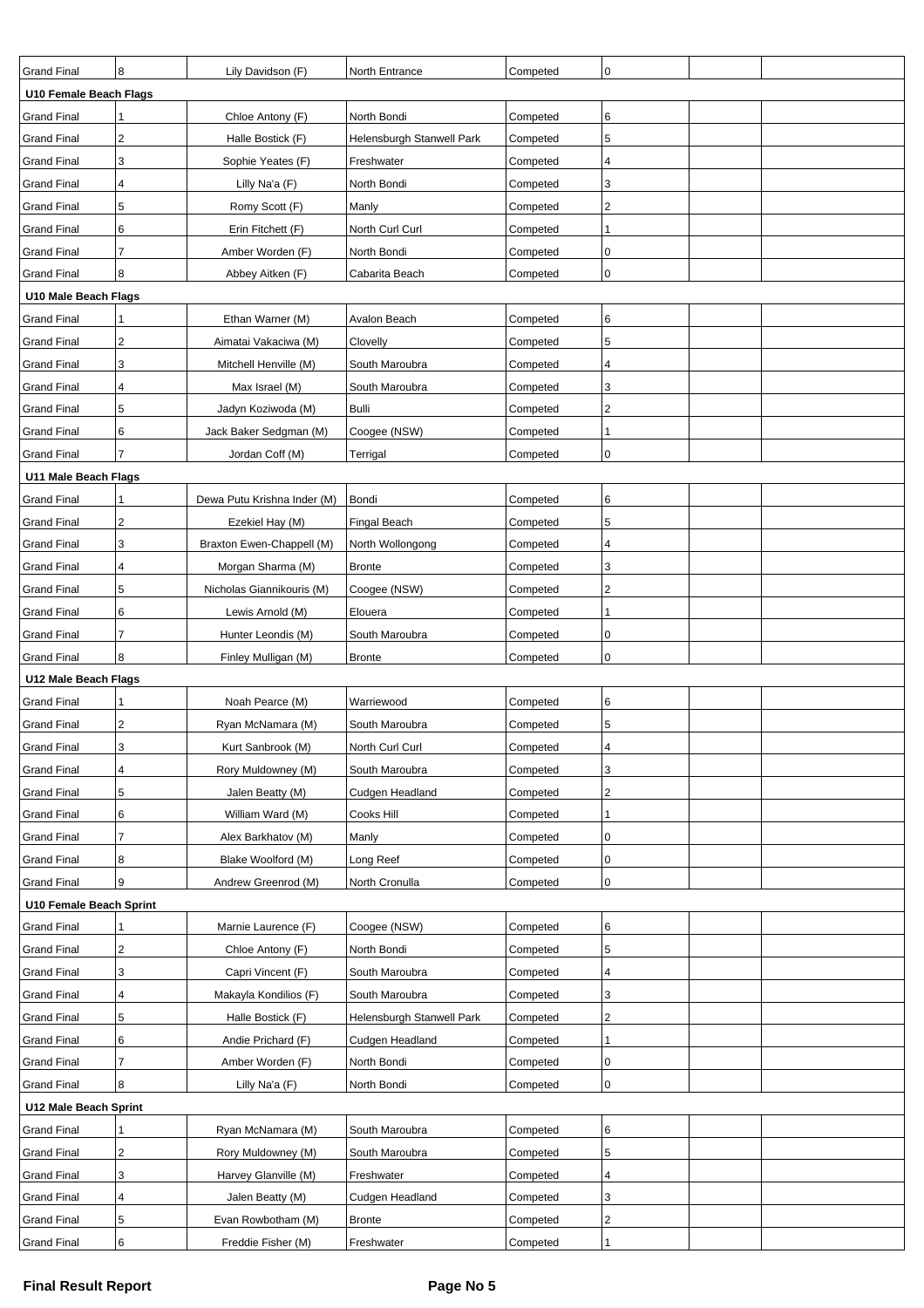| | | | | | | | |
|---|---|---|---|---|---|---|---|
| Grand Final | 8 | Lily Davidson (F) | North Entrance | Competed | 0 | | |
| **U10 Female Beach Flags** | | | | | | | |
| Grand Final | 1 | Chloe Antony (F) | North Bondi | Competed | 6 | | |
| Grand Final | 2 | Halle Bostick (F) | Helensburgh Stanwell Park | Competed | 5 | | |
| Grand Final | 3 | Sophie Yeates (F) | Freshwater | Competed | 4 | | |
| Grand Final | 4 | Lilly Na'a (F) | North Bondi | Competed | 3 | | |
| Grand Final | 5 | Romy Scott (F) | Manly | Competed | 2 | | |
| Grand Final | 6 | Erin Fitchett (F) | North Curl Curl | Competed | 1 | | |
| Grand Final | 7 | Amber Worden (F) | North Bondi | Competed | 0 | | |
| Grand Final | 8 | Abbey Aitken (F) | Cabarita Beach | Competed | 0 | | |
| **U10 Male Beach Flags** | | | | | | | |
| Grand Final | 1 | Ethan Warner (M) | Avalon Beach | Competed | 6 | | |
| Grand Final | 2 | Aimatai Vakaciwa (M) | Clovelly | Competed | 5 | | |
| Grand Final | 3 | Mitchell Henville (M) | South Maroubra | Competed | 4 | | |
| Grand Final | 4 | Max Israel (M) | South Maroubra | Competed | 3 | | |
| Grand Final | 5 | Jadyn Koziwoda (M) | Bulli | Competed | 2 | | |
| Grand Final | 6 | Jack Baker Sedgman (M) | Coogee (NSW) | Competed | 1 | | |
| Grand Final | 7 | Jordan Coff (M) | Terrigal | Competed | 0 | | |
| **U11 Male Beach Flags** | | | | | | | |
| Grand Final | 1 | Dewa Putu Krishna Inder (M) | Bondi | Competed | 6 | | |
| Grand Final | 2 | Ezekiel Hay (M) | Fingal Beach | Competed | 5 | | |
| Grand Final | 3 | Braxton Ewen-Chappell (M) | North Wollongong | Competed | 4 | | |
| Grand Final | 4 | Morgan Sharma (M) | Bronte | Competed | 3 | | |
| Grand Final | 5 | Nicholas Giannikouris (M) | Coogee (NSW) | Competed | 2 | | |
| Grand Final | 6 | Lewis Arnold (M) | Elouera | Competed | 1 | | |
| Grand Final | 7 | Hunter Leondis (M) | South Maroubra | Competed | 0 | | |
| Grand Final | 8 | Finley Mulligan (M) | Bronte | Competed | 0 | | |
| **U12 Male Beach Flags** | | | | | | | |
| Grand Final | 1 | Noah Pearce (M) | Warriewood | Competed | 6 | | |
| Grand Final | 2 | Ryan McNamara (M) | South Maroubra | Competed | 5 | | |
| Grand Final | 3 | Kurt Sanbrook (M) | North Curl Curl | Competed | 4 | | |
| Grand Final | 4 | Rory Muldowney (M) | South Maroubra | Competed | 3 | | |
| Grand Final | 5 | Jalen Beatty (M) | Cudgen Headland | Competed | 2 | | |
| Grand Final | 6 | William Ward (M) | Cooks Hill | Competed | 1 | | |
| Grand Final | 7 | Alex Barkhatov (M) | Manly | Competed | 0 | | |
| Grand Final | 8 | Blake Woolford (M) | Long Reef | Competed | 0 | | |
| Grand Final | 9 | Andrew Greenrod (M) | North Cronulla | Competed | 0 | | |
| **U10 Female Beach Sprint** | | | | | | | |
| Grand Final | 1 | Marnie Laurence (F) | Coogee (NSW) | Competed | 6 | | |
| Grand Final | 2 | Chloe Antony (F) | North Bondi | Competed | 5 | | |
| Grand Final | 3 | Capri Vincent (F) | South Maroubra | Competed | 4 | | |
| Grand Final | 4 | Makayla Kondilios (F) | South Maroubra | Competed | 3 | | |
| Grand Final | 5 | Halle Bostick (F) | Helensburgh Stanwell Park | Competed | 2 | | |
| Grand Final | 6 | Andie Prichard (F) | Cudgen Headland | Competed | 1 | | |
| Grand Final | 7 | Amber Worden (F) | North Bondi | Competed | 0 | | |
| Grand Final | 8 | Lilly Na'a (F) | North Bondi | Competed | 0 | | |
| **U12 Male Beach Sprint** | | | | | | | |
| Grand Final | 1 | Ryan McNamara (M) | South Maroubra | Competed | 6 | | |
| Grand Final | 2 | Rory Muldowney (M) | South Maroubra | Competed | 5 | | |
| Grand Final | 3 | Harvey Glanville (M) | Freshwater | Competed | 4 | | |
| Grand Final | 4 | Jalen Beatty (M) | Cudgen Headland | Competed | 3 | | |
| Grand Final | 5 | Evan Rowbotham (M) | Bronte | Competed | 2 | | |
| Grand Final | 6 | Freddie Fisher (M) | Freshwater | Competed | 1 | | |

**Final Result Report**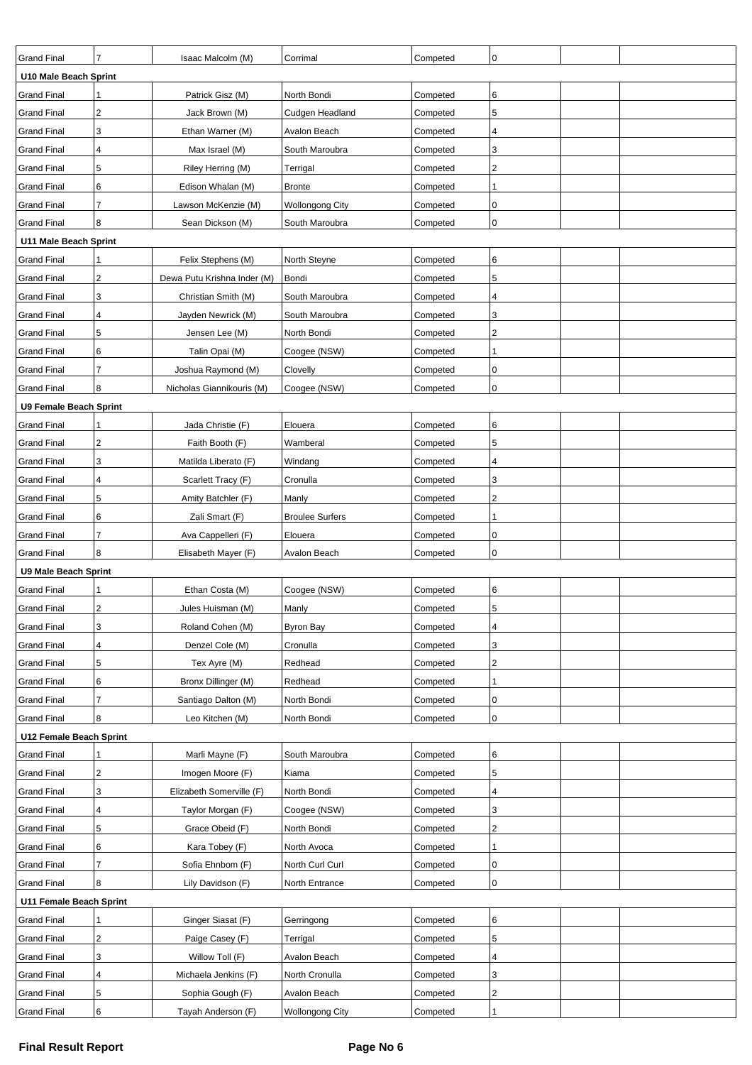| | | | | | | | |
|---|---|---|---|---|---|---|---|
| Grand Final | 7 | Isaac Malcolm (M) | Corrimal | Competed | 0 | | |
| **U10 Male Beach Sprint** | | | | | | | |
| Grand Final | 1 | Patrick Gisz (M) | North Bondi | Competed | 6 | | |
| Grand Final | 2 | Jack Brown (M) | Cudgen Headland | Competed | 5 | | |
| Grand Final | 3 | Ethan Warner (M) | Avalon Beach | Competed | 4 | | |
| Grand Final | 4 | Max Israel (M) | South Maroubra | Competed | 3 | | |
| Grand Final | 5 | Riley Herring (M) | Terrigal | Competed | 2 | | |
| Grand Final | 6 | Edison Whalan (M) | Bronte | Competed | 1 | | |
| Grand Final | 7 | Lawson McKenzie (M) | Wollongong City | Competed | 0 | | |
| Grand Final | 8 | Sean Dickson (M) | South Maroubra | Competed | 0 | | |
| **U11 Male Beach Sprint** | | | | | | | |
| Grand Final | 1 | Felix Stephens (M) | North Steyne | Competed | 6 | | |
| Grand Final | 2 | Dewa Putu Krishna Inder (M) | Bondi | Competed | 5 | | |
| Grand Final | 3 | Christian Smith (M) | South Maroubra | Competed | 4 | | |
| Grand Final | 4 | Jayden Newrick (M) | South Maroubra | Competed | 3 | | |
| Grand Final | 5 | Jensen Lee (M) | North Bondi | Competed | 2 | | |
| Grand Final | 6 | Talin Opai (M) | Coogee (NSW) | Competed | 1 | | |
| Grand Final | 7 | Joshua Raymond (M) | Clovelly | Competed | 0 | | |
| Grand Final | 8 | Nicholas Giannikouris (M) | Coogee (NSW) | Competed | 0 | | |
| **U9 Female Beach Sprint** | | | | | | | |
| Grand Final | 1 | Jada Christie (F) | Elouera | Competed | 6 | | |
| Grand Final | 2 | Faith Booth (F) | Wamberal | Competed | 5 | | |
| Grand Final | 3 | Matilda Liberato (F) | Windang | Competed | 4 | | |
| Grand Final | 4 | Scarlett Tracy (F) | Cronulla | Competed | 3 | | |
| Grand Final | 5 | Amity Batchler (F) | Manly | Competed | 2 | | |
| Grand Final | 6 | Zali Smart (F) | Broulee Surfers | Competed | 1 | | |
| Grand Final | 7 | Ava Cappelleri (F) | Elouera | Competed | 0 | | |
| Grand Final | 8 | Elisabeth Mayer (F) | Avalon Beach | Competed | 0 | | |
| **U9 Male Beach Sprint** | | | | | | | |
| Grand Final | 1 | Ethan Costa (M) | Coogee (NSW) | Competed | 6 | | |
| Grand Final | 2 | Jules Huisman (M) | Manly | Competed | 5 | | |
| Grand Final | 3 | Roland Cohen (M) | Byron Bay | Competed | 4 | | |
| Grand Final | 4 | Denzel Cole (M) | Cronulla | Competed | 3 | | |
| Grand Final | 5 | Tex Ayre (M) | Redhead | Competed | 2 | | |
| Grand Final | 6 | Bronx Dillinger (M) | Redhead | Competed | 1 | | |
| Grand Final | 7 | Santiago Dalton (M) | North Bondi | Competed | 0 | | |
| Grand Final | 8 | Leo Kitchen (M) | North Bondi | Competed | 0 | | |
| **U12 Female Beach Sprint** | | | | | | | |
| Grand Final | 1 | Marli Mayne (F) | South Maroubra | Competed | 6 | | |
| Grand Final | 2 | Imogen Moore (F) | Kiama | Competed | 5 | | |
| Grand Final | 3 | Elizabeth Somerville (F) | North Bondi | Competed | 4 | | |
| Grand Final | 4 | Taylor Morgan (F) | Coogee (NSW) | Competed | 3 | | |
| Grand Final | 5 | Grace Obeid (F) | North Bondi | Competed | 2 | | |
| Grand Final | 6 | Kara Tobey (F) | North Avoca | Competed | 1 | | |
| Grand Final | 7 | Sofia Ehnbom (F) | North Curl Curl | Competed | 0 | | |
| Grand Final | 8 | Lily Davidson (F) | North Entrance | Competed | 0 | | |
| **U11 Female Beach Sprint** | | | | | | | |
| Grand Final | 1 | Ginger Siasat (F) | Gerringong | Competed | 6 | | |
| Grand Final | 2 | Paige Casey (F) | Terrigal | Competed | 5 | | |
| Grand Final | 3 | Willow Toll (F) | Avalon Beach | Competed | 4 | | |
| Grand Final | 4 | Michaela Jenkins (F) | North Cronulla | Competed | 3 | | |
| Grand Final | 5 | Sophia Gough (F) | Avalon Beach | Competed | 2 | | |
| Grand Final | 6 | Tayah Anderson (F) | Wollongong City | Competed | 1 | | |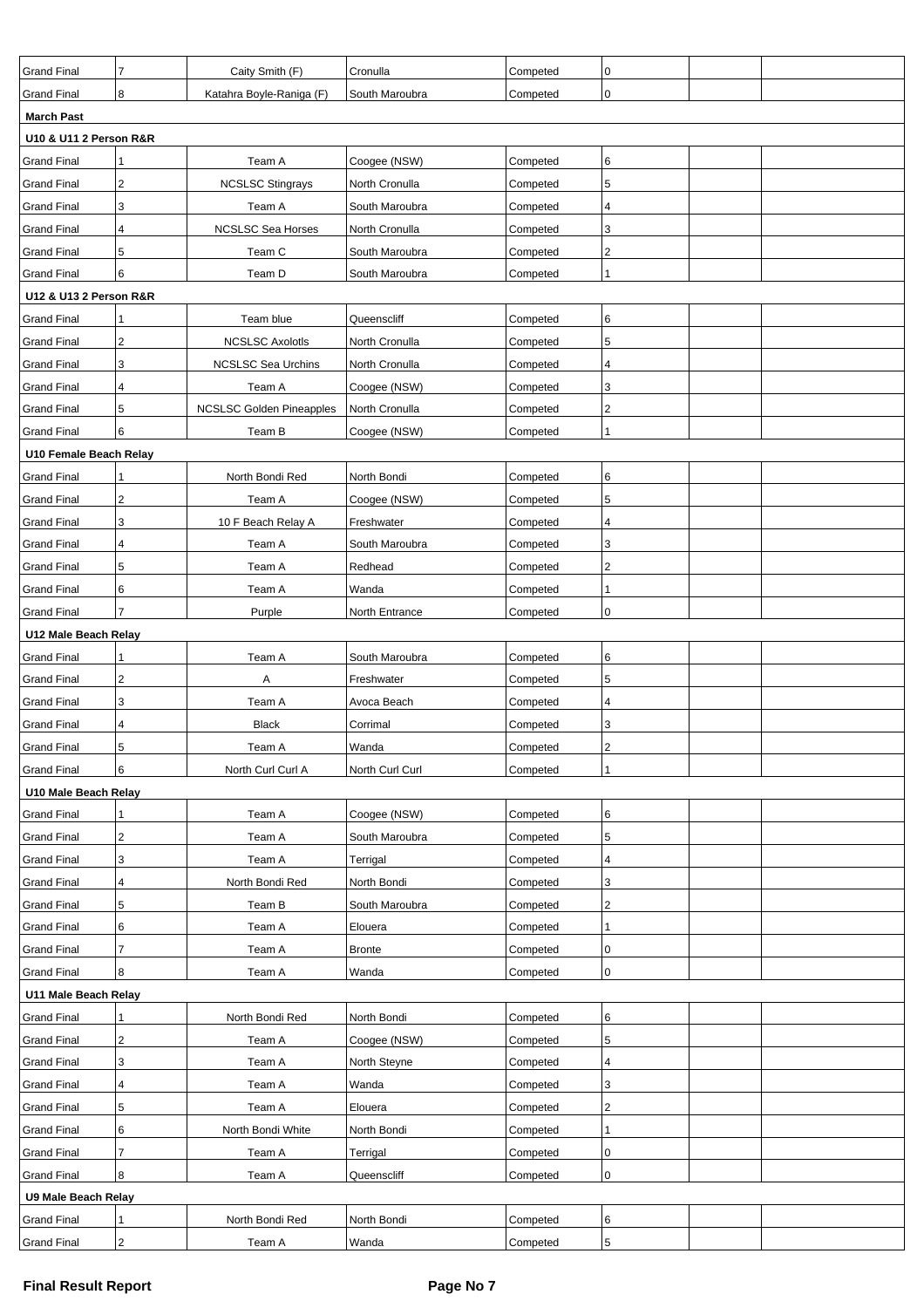| | | | | | | | |
|---|---|---|---|---|---|---|---|
| Grand Final | 7 | Caity Smith (F) | Cronulla | Competed | 0 | | |
| Grand Final | 8 | Katahra Boyle-Raniga (F) | South Maroubra | Competed | 0 | | |
| **March Past** | | | | | | | |
| **U10 & U11 2 Person R&R** | | | | | | | |
| Grand Final | 1 | Team A | Coogee (NSW) | Competed | 6 | | |
| Grand Final | 2 | NCSLSC Stingrays | North Cronulla | Competed | 5 | | |
| Grand Final | 3 | Team A | South Maroubra | Competed | 4 | | |
| Grand Final | 4 | NCSLSC Sea Horses | North Cronulla | Competed | 3 | | |
| Grand Final | 5 | Team C | South Maroubra | Competed | 2 | | |
| Grand Final | 6 | Team D | South Maroubra | Competed | 1 | | |
| **U12 & U13 2 Person R&R** | | | | | | | |
| Grand Final | 1 | Team blue | Queenscliff | Competed | 6 | | |
| Grand Final | 2 | NCSLSC Axolotls | North Cronulla | Competed | 5 | | |
| Grand Final | 3 | NCSLSC Sea Urchins | North Cronulla | Competed | 4 | | |
| Grand Final | 4 | Team A | Coogee (NSW) | Competed | 3 | | |
| Grand Final | 5 | NCSLSC Golden Pineapples | North Cronulla | Competed | 2 | | |
| Grand Final | 6 | Team B | Coogee (NSW) | Competed | 1 | | |
| **U10 Female Beach Relay** | | | | | | | |
| Grand Final | 1 | North Bondi Red | North Bondi | Competed | 6 | | |
| Grand Final | 2 | Team A | Coogee (NSW) | Competed | 5 | | |
| Grand Final | 3 | 10 F Beach Relay A | Freshwater | Competed | 4 | | |
| Grand Final | 4 | Team A | South Maroubra | Competed | 3 | | |
| Grand Final | 5 | Team A | Redhead | Competed | 2 | | |
| Grand Final | 6 | Team A | Wanda | Competed | 1 | | |
| Grand Final | 7 | Purple | North Entrance | Competed | 0 | | |
| **U12 Male Beach Relay** | | | | | | | |
| Grand Final | 1 | Team A | South Maroubra | Competed | 6 | | |
| Grand Final | 2 | A | Freshwater | Competed | 5 | | |
| Grand Final | 3 | Team A | Avoca Beach | Competed | 4 | | |
| Grand Final | 4 | Black | Corrimal | Competed | 3 | | |
| Grand Final | 5 | Team A | Wanda | Competed | 2 | | |
| Grand Final | 6 | North Curl Curl A | North Curl Curl | Competed | 1 | | |
| **U10 Male Beach Relay** | | | | | | | |
| Grand Final | 1 | Team A | Coogee (NSW) | Competed | 6 | | |
| Grand Final | 2 | Team A | South Maroubra | Competed | 5 | | |
| Grand Final | 3 | Team A | Terrigal | Competed | 4 | | |
| Grand Final | 4 | North Bondi Red | North Bondi | Competed | 3 | | |
| Grand Final | 5 | Team B | South Maroubra | Competed | 2 | | |
| Grand Final | 6 | Team A | Elouera | Competed | 1 | | |
| Grand Final | 7 | Team A | Bronte | Competed | 0 | | |
| Grand Final | 8 | Team A | Wanda | Competed | 0 | | |
| **U11 Male Beach Relay** | | | | | | | |
| Grand Final | 1 | North Bondi Red | North Bondi | Competed | 6 | | |
| Grand Final | 2 | Team A | Coogee (NSW) | Competed | 5 | | |
| Grand Final | 3 | Team A | North Steyne | Competed | 4 | | |
| Grand Final | 4 | Team A | Wanda | Competed | 3 | | |
| Grand Final | 5 | Team A | Elouera | Competed | 2 | | |
| Grand Final | 6 | North Bondi White | North Bondi | Competed | 1 | | |
| Grand Final | 7 | Team A | Terrigal | Competed | 0 | | |
| Grand Final | 8 | Team A | Queenscliff | Competed | 0 | | |
| **U9 Male Beach Relay** | | | | | | | |
| Grand Final | 1 | North Bondi Red | North Bondi | Competed | 6 | | |
| Grand Final | 2 | Team A | Wanda | Competed | 5 | | |

**Final Result Report**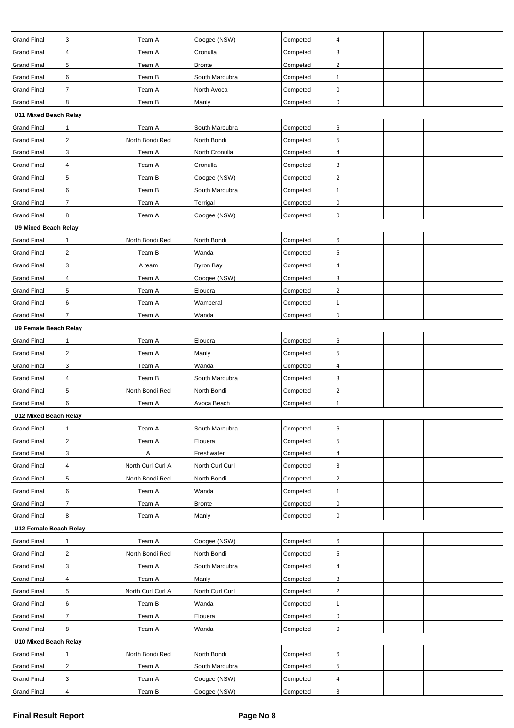| | | | | | | | |
|---|---|---|---|---|---|---|---|
| Grand Final | 3 | Team A | Coogee (NSW) | Competed | 4 | | |
| Grand Final | 4 | Team A | Cronulla | Competed | 3 | | |
| Grand Final | 5 | Team A | Bronte | Competed | 2 | | |
| Grand Final | 6 | Team B | South Maroubra | Competed | 1 | | |
| Grand Final | 7 | Team A | North Avoca | Competed | 0 | | |
| Grand Final | 8 | Team B | Manly | Competed | 0 | | |
| **U11 Mixed Beach Relay** | | | | | | | |
| Grand Final | 1 | Team A | South Maroubra | Competed | 6 | | |
| Grand Final | 2 | North Bondi Red | North Bondi | Competed | 5 | | |
| Grand Final | 3 | Team A | North Cronulla | Competed | 4 | | |
| Grand Final | 4 | Team A | Cronulla | Competed | 3 | | |
| Grand Final | 5 | Team B | Coogee (NSW) | Competed | 2 | | |
| Grand Final | 6 | Team B | South Maroubra | Competed | 1 | | |
| Grand Final | 7 | Team A | Terrigal | Competed | 0 | | |
| Grand Final | 8 | Team A | Coogee (NSW) | Competed | 0 | | |
| **U9 Mixed Beach Relay** | | | | | | | |
| Grand Final | 1 | North Bondi Red | North Bondi | Competed | 6 | | |
| Grand Final | 2 | Team B | Wanda | Competed | 5 | | |
| Grand Final | 3 | A team | Byron Bay | Competed | 4 | | |
| Grand Final | 4 | Team A | Coogee (NSW) | Competed | 3 | | |
| Grand Final | 5 | Team A | Elouera | Competed | 2 | | |
| Grand Final | 6 | Team A | Wamberal | Competed | 1 | | |
| Grand Final | 7 | Team A | Wanda | Competed | 0 | | |
| **U9 Female Beach Relay** | | | | | | | |
| Grand Final | 1 | Team A | Elouera | Competed | 6 | | |
| Grand Final | 2 | Team A | Manly | Competed | 5 | | |
| Grand Final | 3 | Team A | Wanda | Competed | 4 | | |
| Grand Final | 4 | Team B | South Maroubra | Competed | 3 | | |
| Grand Final | 5 | North Bondi Red | North Bondi | Competed | 2 | | |
| Grand Final | 6 | Team A | Avoca Beach | Competed | 1 | | |
| **U12 Mixed Beach Relay** | | | | | | | |
| Grand Final | 1 | Team A | South Maroubra | Competed | 6 | | |
| Grand Final | 2 | Team A | Elouera | Competed | 5 | | |
| Grand Final | 3 | A | Freshwater | Competed | 4 | | |
| Grand Final | 4 | North Curl Curl A | North Curl Curl | Competed | 3 | | |
| Grand Final | 5 | North Bondi Red | North Bondi | Competed | 2 | | |
| Grand Final | 6 | Team A | Wanda | Competed | 1 | | |
| Grand Final | 7 | Team A | Bronte | Competed | 0 | | |
| Grand Final | 8 | Team A | Manly | Competed | 0 | | |
| **U12 Female Beach Relay** | | | | | | | |
| Grand Final | 1 | Team A | Coogee (NSW) | Competed | 6 | | |
| Grand Final | 2 | North Bondi Red | North Bondi | Competed | 5 | | |
| Grand Final | 3 | Team A | South Maroubra | Competed | 4 | | |
| Grand Final | 4 | Team A | Manly | Competed | 3 | | |
| Grand Final | 5 | North Curl Curl A | North Curl Curl | Competed | 2 | | |
| Grand Final | 6 | Team B | Wanda | Competed | 1 | | |
| Grand Final | 7 | Team A | Elouera | Competed | 0 | | |
| Grand Final | 8 | Team A | Wanda | Competed | 0 | | |
| **U10 Mixed Beach Relay** | | | | | | | |
| Grand Final | 1 | North Bondi Red | North Bondi | Competed | 6 | | |
| Grand Final | 2 | Team A | South Maroubra | Competed | 5 | | |
| Grand Final | 3 | Team A | Coogee (NSW) | Competed | 4 | | |
| Grand Final | 4 | Team B | Coogee (NSW) | Competed | 3 | | |

**Final Result Report**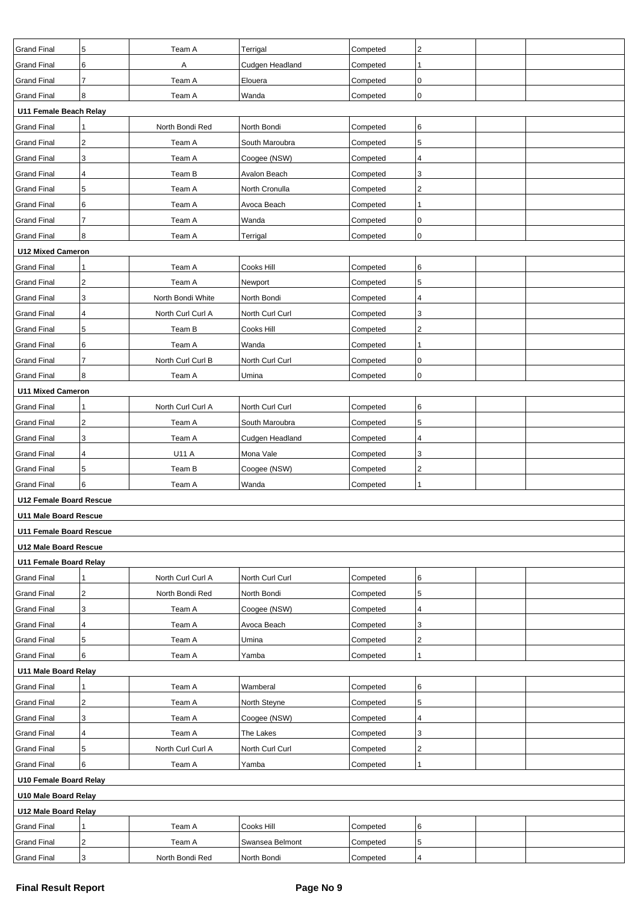| | | | | | | | |
|---|---|---|---|---|---|---|---|
| Grand Final | 5 | Team A | Terrigal | Competed | 2 | | |
| Grand Final | 6 | A | Cudgen Headland | Competed | 1 | | |
| Grand Final | 7 | Team A | Elouera | Competed | 0 | | |
| Grand Final | 8 | Team A | Wanda | Competed | 0 | | |
| **U11 Female Beach Relay** | | | | | | | |
| Grand Final | 1 | North Bondi Red | North Bondi | Competed | 6 | | |
| Grand Final | 2 | Team A | South Maroubra | Competed | 5 | | |
| Grand Final | 3 | Team A | Coogee (NSW) | Competed | 4 | | |
| Grand Final | 4 | Team B | Avalon Beach | Competed | 3 | | |
| Grand Final | 5 | Team A | North Cronulla | Competed | 2 | | |
| Grand Final | 6 | Team A | Avoca Beach | Competed | 1 | | |
| Grand Final | 7 | Team A | Wanda | Competed | 0 | | |
| Grand Final | 8 | Team A | Terrigal | Competed | 0 | | |
| **U12 Mixed Cameron** | | | | | | | |
| Grand Final | 1 | Team A | Cooks Hill | Competed | 6 | | |
| Grand Final | 2 | Team A | Newport | Competed | 5 | | |
| Grand Final | 3 | North Bondi White | North Bondi | Competed | 4 | | |
| Grand Final | 4 | North Curl Curl A | North Curl Curl | Competed | 3 | | |
| Grand Final | 5 | Team B | Cooks Hill | Competed | 2 | | |
| Grand Final | 6 | Team A | Wanda | Competed | 1 | | |
| Grand Final | 7 | North Curl Curl B | North Curl Curl | Competed | 0 | | |
| Grand Final | 8 | Team A | Umina | Competed | 0 | | |
| **U11 Mixed Cameron** | | | | | | | |
| Grand Final | 1 | North Curl Curl A | North Curl Curl | Competed | 6 | | |
| Grand Final | 2 | Team A | South Maroubra | Competed | 5 | | |
| Grand Final | 3 | Team A | Cudgen Headland | Competed | 4 | | |
| Grand Final | 4 | U11 A | Mona Vale | Competed | 3 | | |
| Grand Final | 5 | Team B | Coogee (NSW) | Competed | 2 | | |
| Grand Final | 6 | Team A | Wanda | Competed | 1 | | |
| **U12 Female Board Rescue** | | | | | | | |
| **U11 Male Board Rescue** | | | | | | | |
| **U11 Female Board Rescue** | | | | | | | |
| **U12 Male Board Rescue** | | | | | | | |
| **U11 Female Board Relay** | | | | | | | |
| Grand Final | 1 | North Curl Curl A | North Curl Curl | Competed | 6 | | |
| Grand Final | 2 | North Bondi Red | North Bondi | Competed | 5 | | |
| Grand Final | 3 | Team A | Coogee (NSW) | Competed | 4 | | |
| Grand Final | 4 | Team A | Avoca Beach | Competed | 3 | | |
| Grand Final | 5 | Team A | Umina | Competed | 2 | | |
| Grand Final | 6 | Team A | Yamba | Competed | 1 | | |
| **U11 Male Board Relay** | | | | | | | |
| Grand Final | 1 | Team A | Wamberal | Competed | 6 | | |
| Grand Final | 2 | Team A | North Steyne | Competed | 5 | | |
| Grand Final | 3 | Team A | Coogee (NSW) | Competed | 4 | | |
| Grand Final | 4 | Team A | The Lakes | Competed | 3 | | |
| Grand Final | 5 | North Curl Curl A | North Curl Curl | Competed | 2 | | |
| Grand Final | 6 | Team A | Yamba | Competed | 1 | | |
| **U10 Female Board Relay** | | | | | | | |
| **U10 Male Board Relay** | | | | | | | |
| **U12 Male Board Relay** | | | | | | | |
| Grand Final | 1 | Team A | Cooks Hill | Competed | 6 | | |
| Grand Final | 2 | Team A | Swansea Belmont | Competed | 5 | | |
| Grand Final | 3 | North Bondi Red | North Bondi | Competed | 4 | | |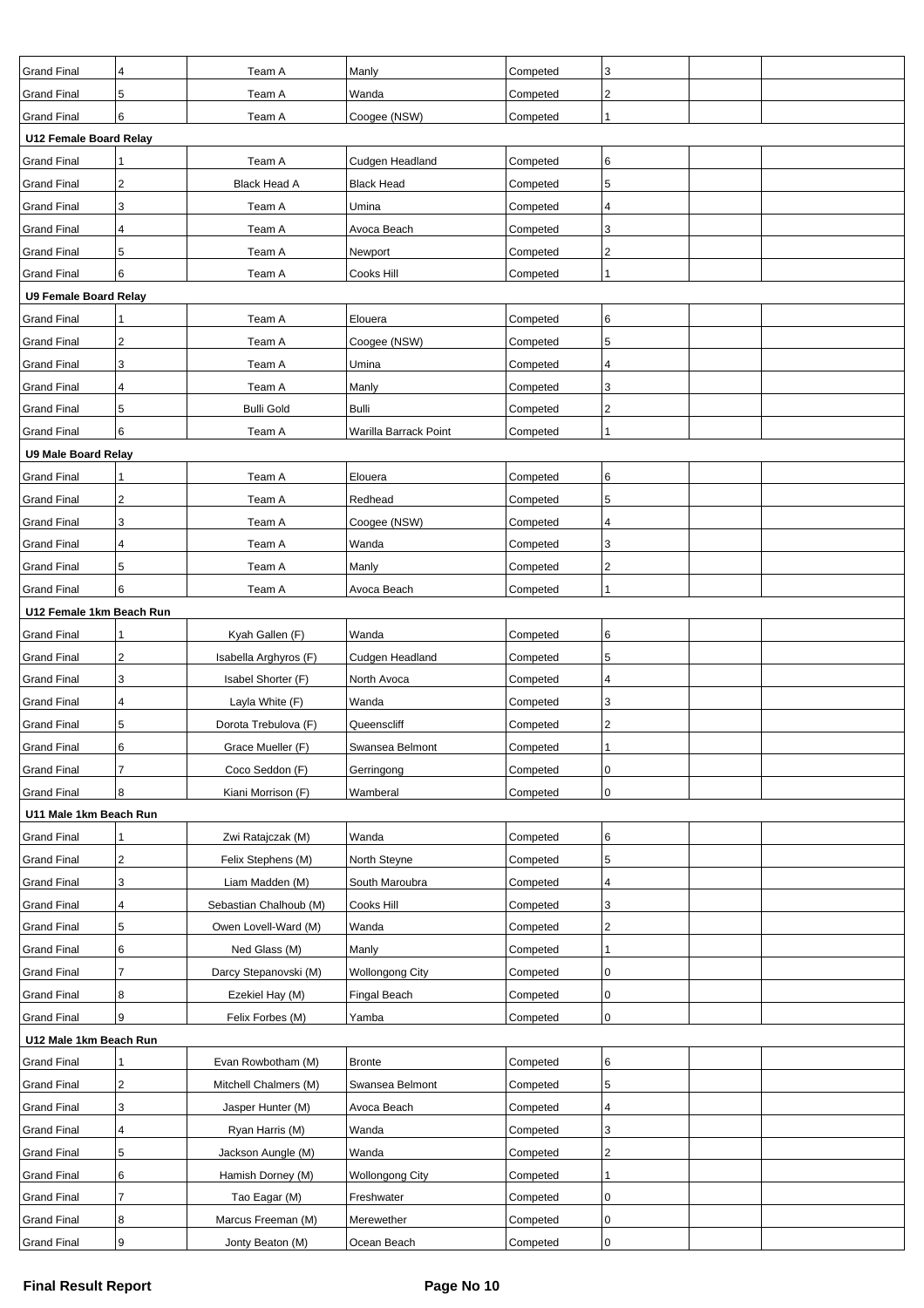| | | | | | | | |
|---|---|---|---|---|---|---|---|
| Grand Final | 4 | Team A | Manly | Competed | 3 | | |
| Grand Final | 5 | Team A | Wanda | Competed | 2 | | |
| Grand Final | 6 | Team A | Coogee (NSW) | Competed | 1 | | |
| **U12 Female Board Relay** | | | | | | | |
| Grand Final | 1 | Team A | Cudgen Headland | Competed | 6 | | |
| Grand Final | 2 | Black Head A | Black Head | Competed | 5 | | |
| Grand Final | 3 | Team A | Umina | Competed | 4 | | |
| Grand Final | 4 | Team A | Avoca Beach | Competed | 3 | | |
| Grand Final | 5 | Team A | Newport | Competed | 2 | | |
| Grand Final | 6 | Team A | Cooks Hill | Competed | 1 | | |
| **U9 Female Board Relay** | | | | | | | |
| Grand Final | 1 | Team A | Elouera | Competed | 6 | | |
| Grand Final | 2 | Team A | Coogee (NSW) | Competed | 5 | | |
| Grand Final | 3 | Team A | Umina | Competed | 4 | | |
| Grand Final | 4 | Team A | Manly | Competed | 3 | | |
| Grand Final | 5 | Bulli Gold | Bulli | Competed | 2 | | |
| Grand Final | 6 | Team A | Warilla Barrack Point | Competed | 1 | | |
| **U9 Male Board Relay** | | | | | | | |
| Grand Final | 1 | Team A | Elouera | Competed | 6 | | |
| Grand Final | 2 | Team A | Redhead | Competed | 5 | | |
| Grand Final | 3 | Team A | Coogee (NSW) | Competed | 4 | | |
| Grand Final | 4 | Team A | Wanda | Competed | 3 | | |
| Grand Final | 5 | Team A | Manly | Competed | 2 | | |
| Grand Final | 6 | Team A | Avoca Beach | Competed | 1 | | |
| **U12 Female 1km Beach Run** | | | | | | | |
| Grand Final | 1 | Kyah Gallen (F) | Wanda | Competed | 6 | | |
| Grand Final | 2 | Isabella Arghyros (F) | Cudgen Headland | Competed | 5 | | |
| Grand Final | 3 | Isabel Shorter (F) | North Avoca | Competed | 4 | | |
| Grand Final | 4 | Layla White (F) | Wanda | Competed | 3 | | |
| Grand Final | 5 | Dorota Trebulova (F) | Queenscliff | Competed | 2 | | |
| Grand Final | 6 | Grace Mueller (F) | Swansea Belmont | Competed | 1 | | |
| Grand Final | 7 | Coco Seddon (F) | Gerringong | Competed | 0 | | |
| Grand Final | 8 | Kiani Morrison (F) | Wamberal | Competed | 0 | | |
| **U11 Male 1km Beach Run** | | | | | | | |
| Grand Final | 1 | Zwi Ratajczak (M) | Wanda | Competed | 6 | | |
| Grand Final | 2 | Felix Stephens (M) | North Steyne | Competed | 5 | | |
| Grand Final | 3 | Liam Madden (M) | South Maroubra | Competed | 4 | | |
| Grand Final | 4 | Sebastian Chalhoub (M) | Cooks Hill | Competed | 3 | | |
| Grand Final | 5 | Owen Lovell-Ward (M) | Wanda | Competed | 2 | | |
| Grand Final | 6 | Ned Glass (M) | Manly | Competed | 1 | | |
| Grand Final | 7 | Darcy Stepanovski (M) | Wollongong City | Competed | 0 | | |
| Grand Final | 8 | Ezekiel Hay (M) | Fingal Beach | Competed | 0 | | |
| Grand Final | 9 | Felix Forbes (M) | Yamba | Competed | 0 | | |
| **U12 Male 1km Beach Run** | | | | | | | |
| Grand Final | 1 | Evan Rowbotham (M) | Bronte | Competed | 6 | | |
| Grand Final | 2 | Mitchell Chalmers (M) | Swansea Belmont | Competed | 5 | | |
| Grand Final | 3 | Jasper Hunter (M) | Avoca Beach | Competed | 4 | | |
| Grand Final | 4 | Ryan Harris (M) | Wanda | Competed | 3 | | |
| Grand Final | 5 | Jackson Aungle (M) | Wanda | Competed | 2 | | |
| Grand Final | 6 | Hamish Dorney (M) | Wollongong City | Competed | 1 | | |
| Grand Final | 7 | Tao Eagar (M) | Freshwater | Competed | 0 | | |
| Grand Final | 8 | Marcus Freeman (M) | Merewether | Competed | 0 | | |
| Grand Final | 9 | Jonty Beaton (M) | Ocean Beach | Competed | 0 | | |

**Final Result Report**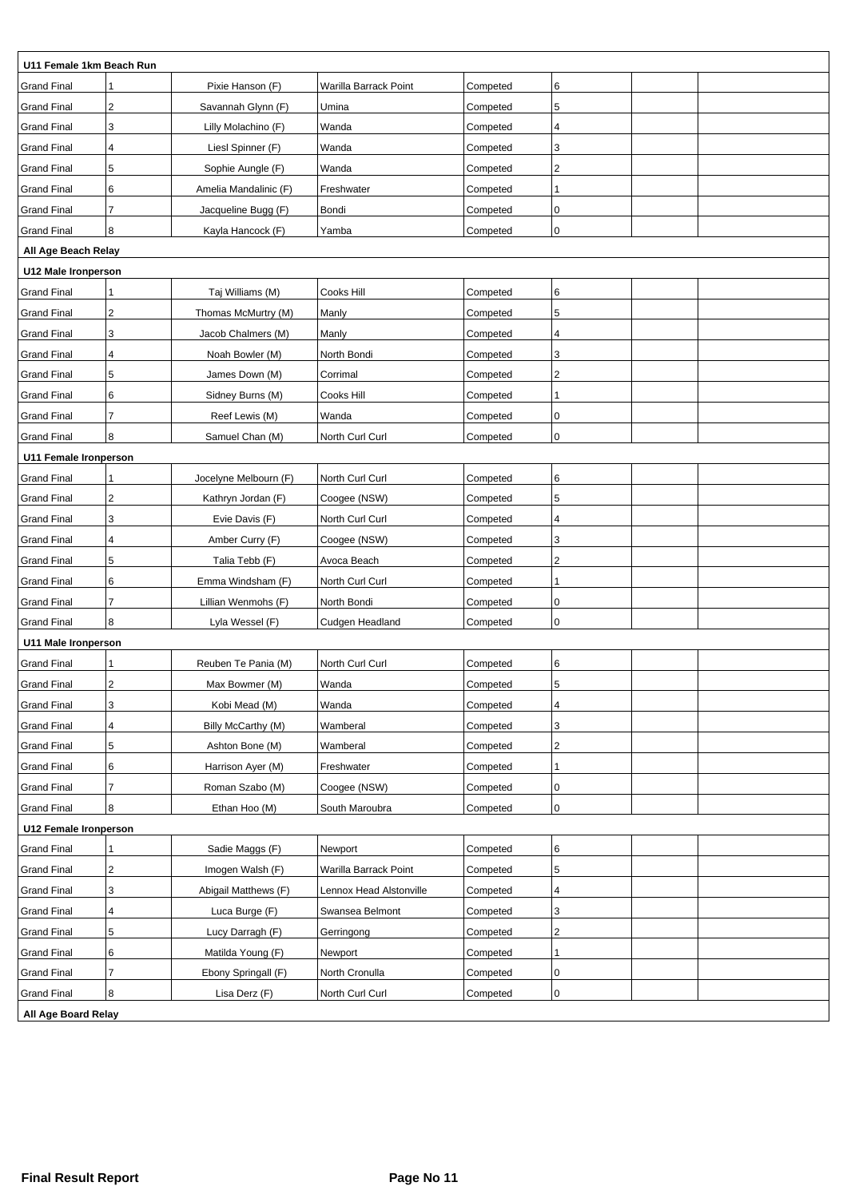| | | | | | | | |
|---|---|---|---|---|---|---|---|
| **U11 Female 1km Beach Run** | | | | | | | |
| Grand Final | 1 | Pixie Hanson (F) | Warilla Barrack Point | Competed | 6 | | |
| Grand Final | 2 | Savannah Glynn (F) | Umina | Competed | 5 | | |
| Grand Final | 3 | Lilly Molachino (F) | Wanda | Competed | 4 | | |
| Grand Final | 4 | Liesl Spinner (F) | Wanda | Competed | 3 | | |
| Grand Final | 5 | Sophie Aungle (F) | Wanda | Competed | 2 | | |
| Grand Final | 6 | Amelia Mandalinic (F) | Freshwater | Competed | 1 | | |
| Grand Final | 7 | Jacqueline Bugg (F) | Bondi | Competed | 0 | | |
| Grand Final | 8 | Kayla Hancock (F) | Yamba | Competed | 0 | | |
| **All Age Beach Relay** | | | | | | | |
| **U12 Male Ironperson** | | | | | | | |
| Grand Final | 1 | Taj Williams (M) | Cooks Hill | Competed | 6 | | |
| Grand Final | 2 | Thomas McMurtry (M) | Manly | Competed | 5 | | |
| Grand Final | 3 | Jacob Chalmers (M) | Manly | Competed | 4 | | |
| Grand Final | 4 | Noah Bowler (M) | North Bondi | Competed | 3 | | |
| Grand Final | 5 | James Down (M) | Corrimal | Competed | 2 | | |
| Grand Final | 6 | Sidney Burns (M) | Cooks Hill | Competed | 1 | | |
| Grand Final | 7 | Reef Lewis (M) | Wanda | Competed | 0 | | |
| Grand Final | 8 | Samuel Chan (M) | North Curl Curl | Competed | 0 | | |
| **U11 Female Ironperson** | | | | | | | |
| Grand Final | 1 | Jocelyne Melbourn (F) | North Curl Curl | Competed | 6 | | |
| Grand Final | 2 | Kathryn Jordan (F) | Coogee (NSW) | Competed | 5 | | |
| Grand Final | 3 | Evie Davis (F) | North Curl Curl | Competed | 4 | | |
| Grand Final | 4 | Amber Curry (F) | Coogee (NSW) | Competed | 3 | | |
| Grand Final | 5 | Talia Tebb (F) | Avoca Beach | Competed | 2 | | |
| Grand Final | 6 | Emma Windsham (F) | North Curl Curl | Competed | 1 | | |
| Grand Final | 7 | Lillian Wenmohs (F) | North Bondi | Competed | 0 | | |
| Grand Final | 8 | Lyla Wessel (F) | Cudgen Headland | Competed | 0 | | |
| **U11 Male Ironperson** | | | | | | | |
| Grand Final | 1 | Reuben Te Pania (M) | North Curl Curl | Competed | 6 | | |
| Grand Final | 2 | Max Bowmer (M) | Wanda | Competed | 5 | | |
| Grand Final | 3 | Kobi Mead (M) | Wanda | Competed | 4 | | |
| Grand Final | 4 | Billy McCarthy (M) | Wamberal | Competed | 3 | | |
| Grand Final | 5 | Ashton Bone (M) | Wamberal | Competed | 2 | | |
| Grand Final | 6 | Harrison Ayer (M) | Freshwater | Competed | 1 | | |
| Grand Final | 7 | Roman Szabo (M) | Coogee (NSW) | Competed | 0 | | |
| Grand Final | 8 | Ethan Hoo (M) | South Maroubra | Competed | 0 | | |
| **U12 Female Ironperson** | | | | | | | |
| Grand Final | 1 | Sadie Maggs (F) | Newport | Competed | 6 | | |
| Grand Final | 2 | Imogen Walsh (F) | Warilla Barrack Point | Competed | 5 | | |
| Grand Final | 3 | Abigail Matthews (F) | Lennox Head Alstonville | Competed | 4 | | |
| Grand Final | 4 | Luca Burge (F) | Swansea Belmont | Competed | 3 | | |
| Grand Final | 5 | Lucy Darragh (F) | Gerringong | Competed | 2 | | |
| Grand Final | 6 | Matilda Young (F) | Newport | Competed | 1 | | |
| Grand Final | 7 | Ebony Springall (F) | North Cronulla | Competed | 0 | | |
| Grand Final | 8 | Lisa Derz (F) | North Curl Curl | Competed | 0 | | |
| **All Age Board Relay** | | | | | | | |

**Final Result Report**